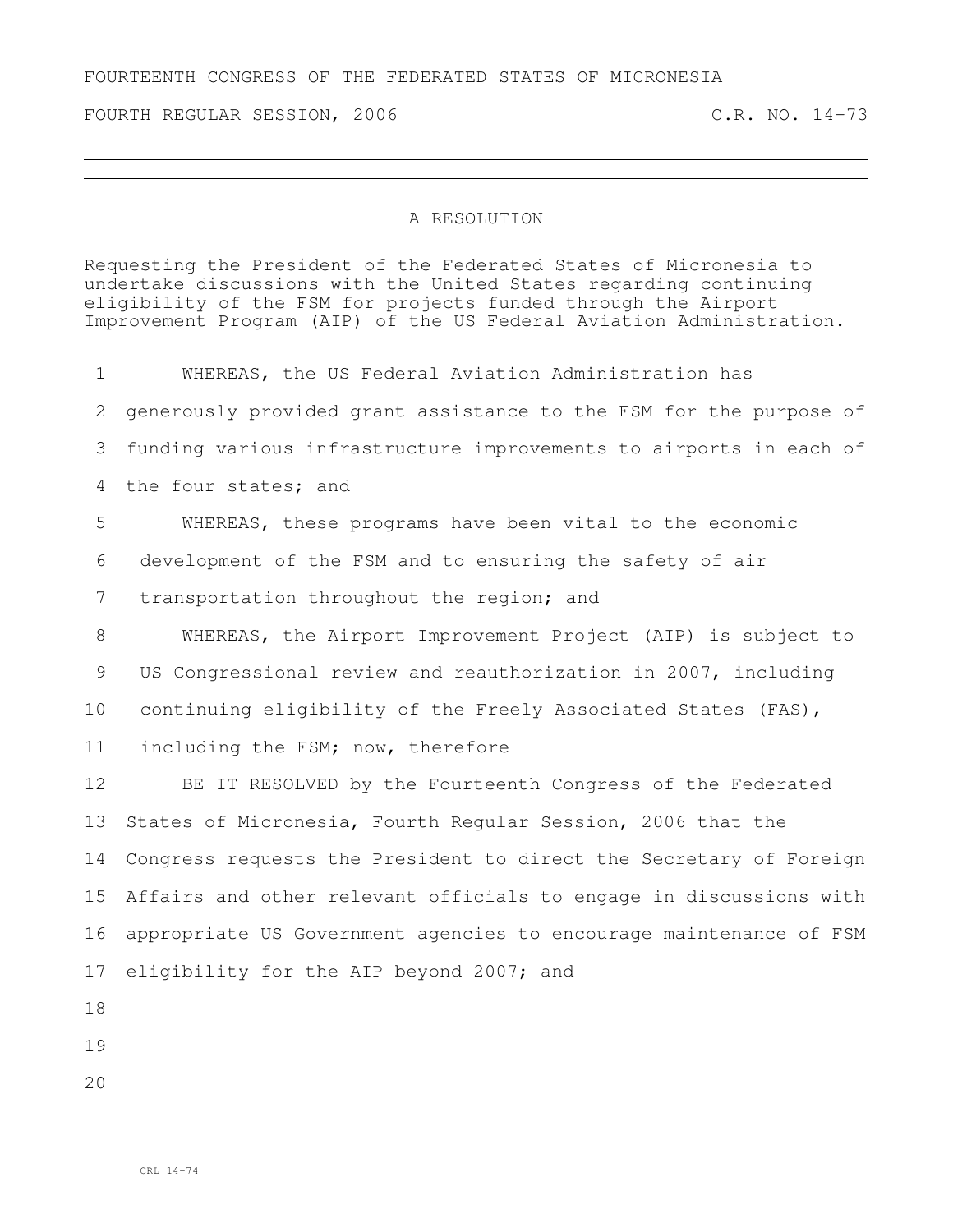FOURTEENTH CONGRESS OF THE FEDERATED STATES OF MICRONESIA

FOURTH REGULAR SESSION, 2006 C.R. NO. 14-73

---

A RESOLUTION

Requesting the President of the Federated States of Micronesia to undertake discussions with the United States regarding continuing eligibility of the FSM for projects funded through the Airport Improvement Program (AIP) of the US Federal Aviation Administration.

WHEREAS, the US Federal Aviation Administration has generously provided grant assistance to the FSM for the purpose of funding various infrastructure improvements to airports in each of the four states; and

WHEREAS, these programs have been vital to the economic development of the FSM and to ensuring the safety of air transportation throughout the region; and

WHEREAS, the Airport Improvement Project (AIP) is subject to US Congressional review and reauthorization in 2007, including continuing eligibility of the Freely Associated States (FAS), including the FSM; now, therefore

BE IT RESOLVED by the Fourteenth Congress of the Federated States of Micronesia, Fourth Regular Session, 2006 that the Congress requests the President to direct the Secretary of Foreign Affairs and other relevant officials to engage in discussions with appropriate US Government agencies to encourage maintenance of FSM eligibility for the AIP beyond 2007; and

CRL 14-74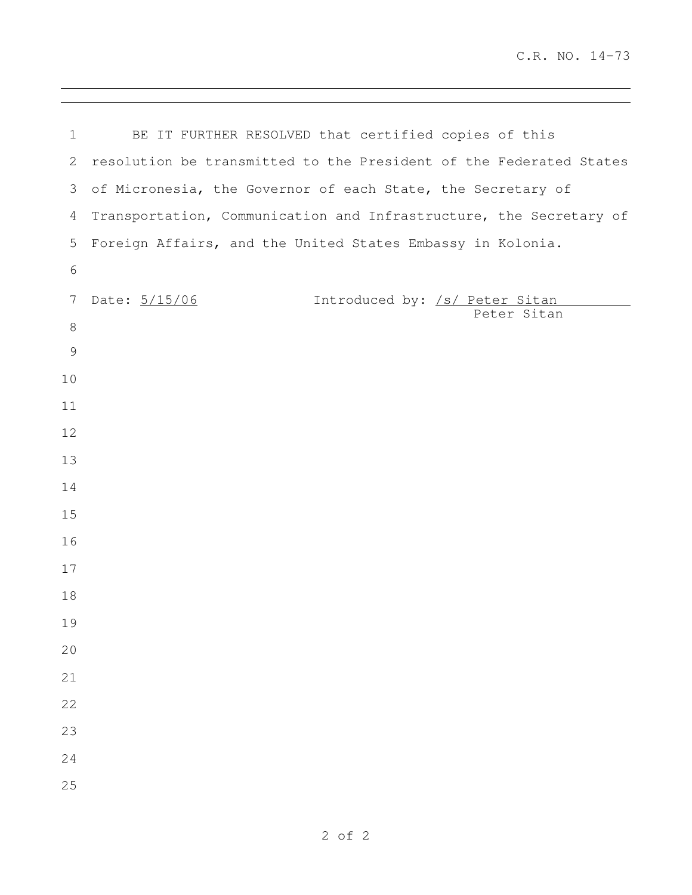BE IT FURTHER RESOLVED that certified copies of this resolution be transmitted to the President of the Federated States of Micronesia, the Governor of each State, the Secretary of Transportation, Communication and Infrastructure, the Secretary of Foreign Affairs, and the United States Embassy in Kolonia.

Date: 5/15/06

Introduced by: /s/ Peter Sitan
Peter Sitan